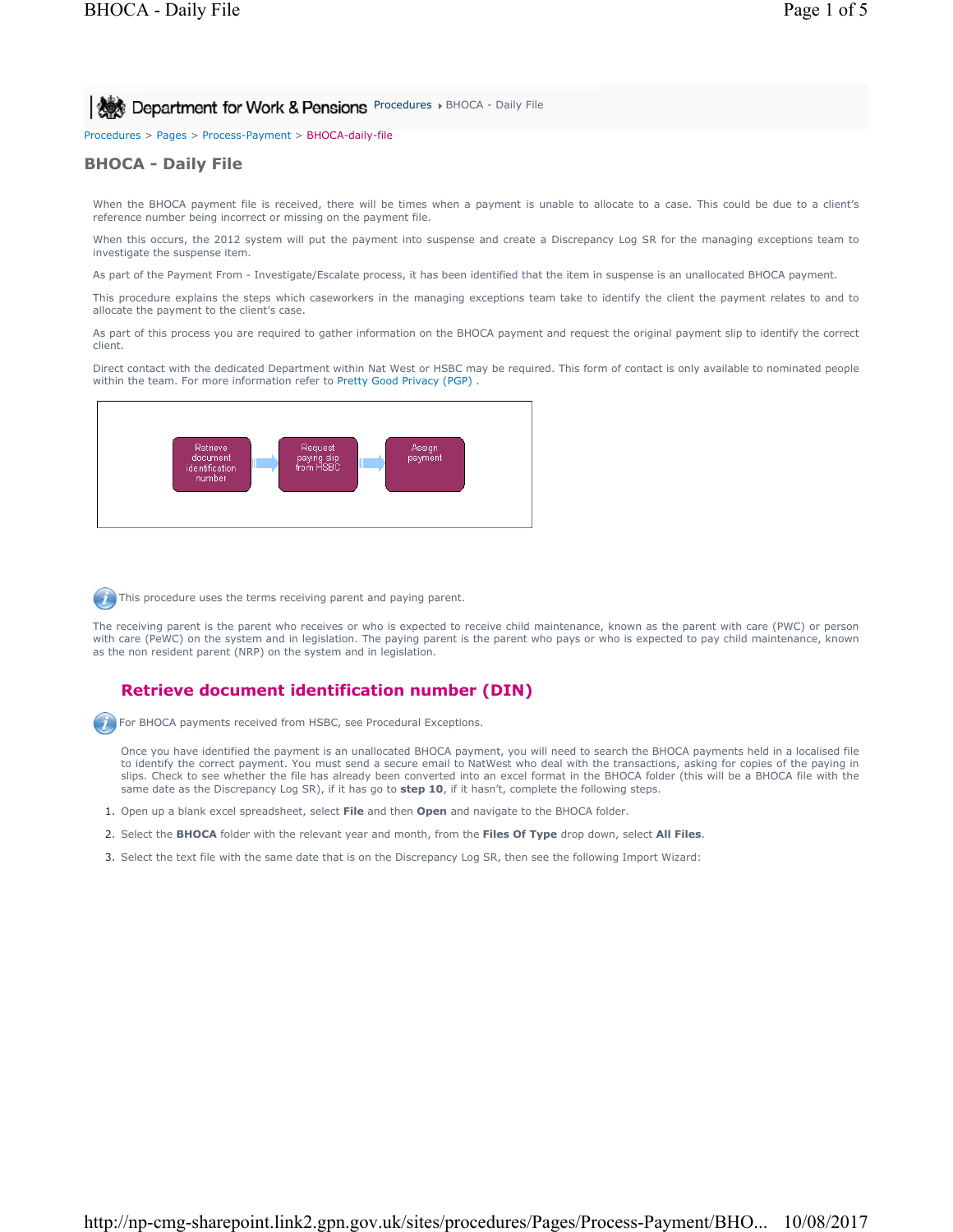Procedures > Pages > Process-Payment > BHOCA-daily-file

# BHOCA - Daily File

When the BHOCA payment file is received, there will be times when a payment is unable to allocate to a case. This could be due to a client's reference number being incorrect or missing on the payment file.

When this occurs, the 2012 system will put the payment into suspense and create a Discrepancy Log SR for the managing exceptions team to investigate the suspense item.

As part of the Payment From - Investigate/Escalate process, it has been identified that the item in suspense is an unallocated BHOCA payment.

This procedure explains the steps which caseworkers in the managing exceptions team take to identify the client the payment relates to and to allocate the payment to the client's case.

As part of this process you are required to gather information on the BHOCA payment and request the original payment slip to identify the correct client.

Direct contact with the dedicated Department within Nat West or HSBC may be required. This form of contact is only available to nominated people within the team. For more information refer to Pretty Good Privacy (PGP) .

Retrieve document identification number → Request paying slip from HSBC → Assign payment

This procedure uses the terms receiving parent and paying parent.

The receiving parent is the parent who receives or who is expected to receive child maintenance, known as the parent with care (PWC) or person with care (PeWC) on the system and in legislation. The paying parent is the parent who pays or who is expected to pay child maintenance, known as the non resident parent (NRP) on the system and in legislation.

## Retrieve document identification number (DIN)

For BHOCA payments received from HSBC, see Procedural Exceptions.

Once you have identified the payment is an unallocated BHOCA payment, you will need to search the BHOCA payments held in a localised file to identify the correct payment. You must send a secure email to NatWest who deal with the transactions, asking for copies of the paying in slips. Check to see whether the file has already been converted into an excel format in the BHOCA folder (this will be a BHOCA file with the same date as the Discrepancy Log SR), if it has go to **step 10**, if it hasn't, complete the following steps.

1. Open up a blank excel spreadsheet, select **File** and then **Open** and navigate to the BHOCA folder.
2. Select the **BHOCA** folder with the relevant year and month, from the **Files Of Type** drop down, select **All Files**.
3. Select the text file with the same date that is on the Discrepancy Log SR, then see the following Import Wizard: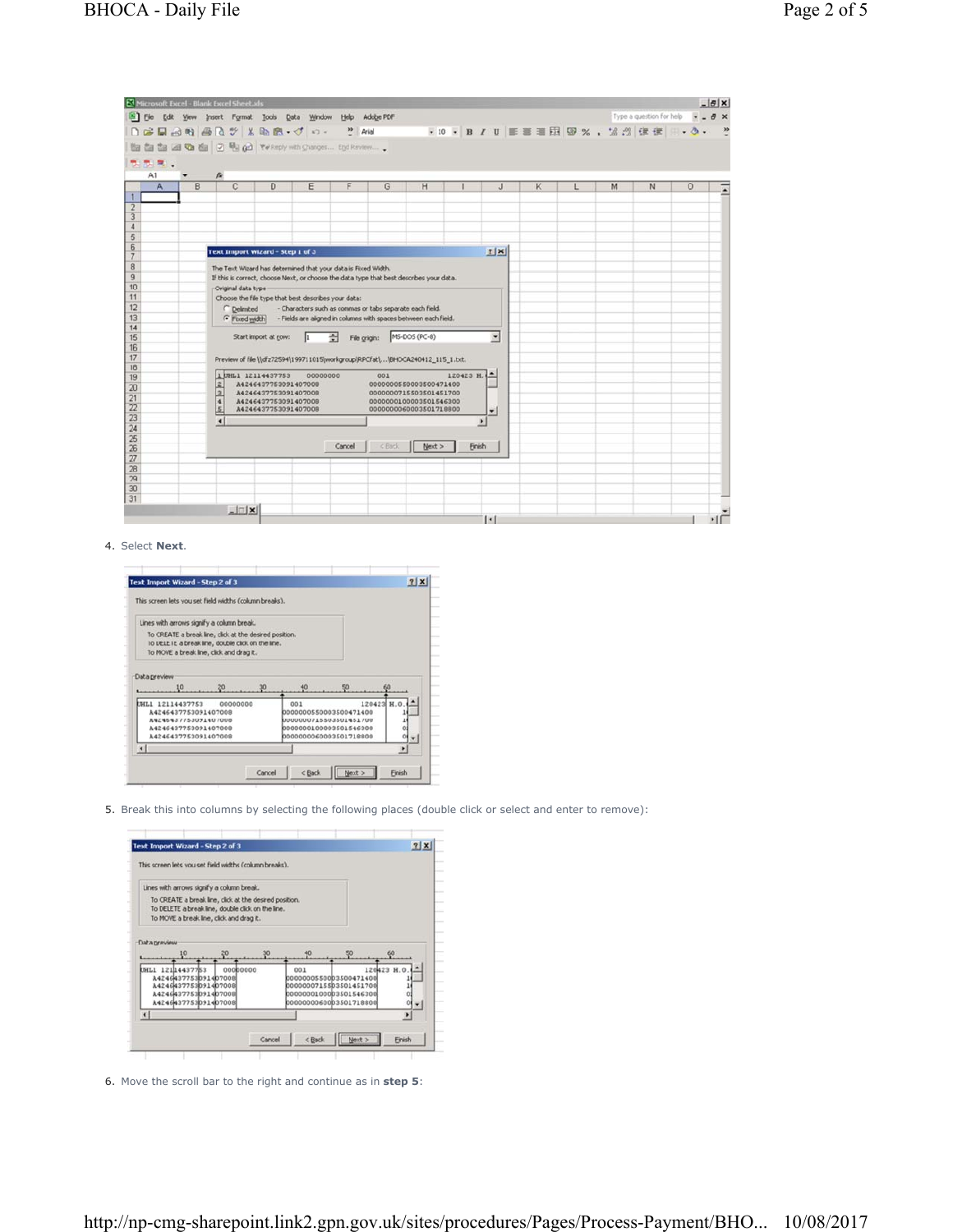4. Select **Next**.

5. Break this into columns by selecting the following places (double click or select and enter to remove):

6. Move the scroll bar to the right and continue as in **step 5**: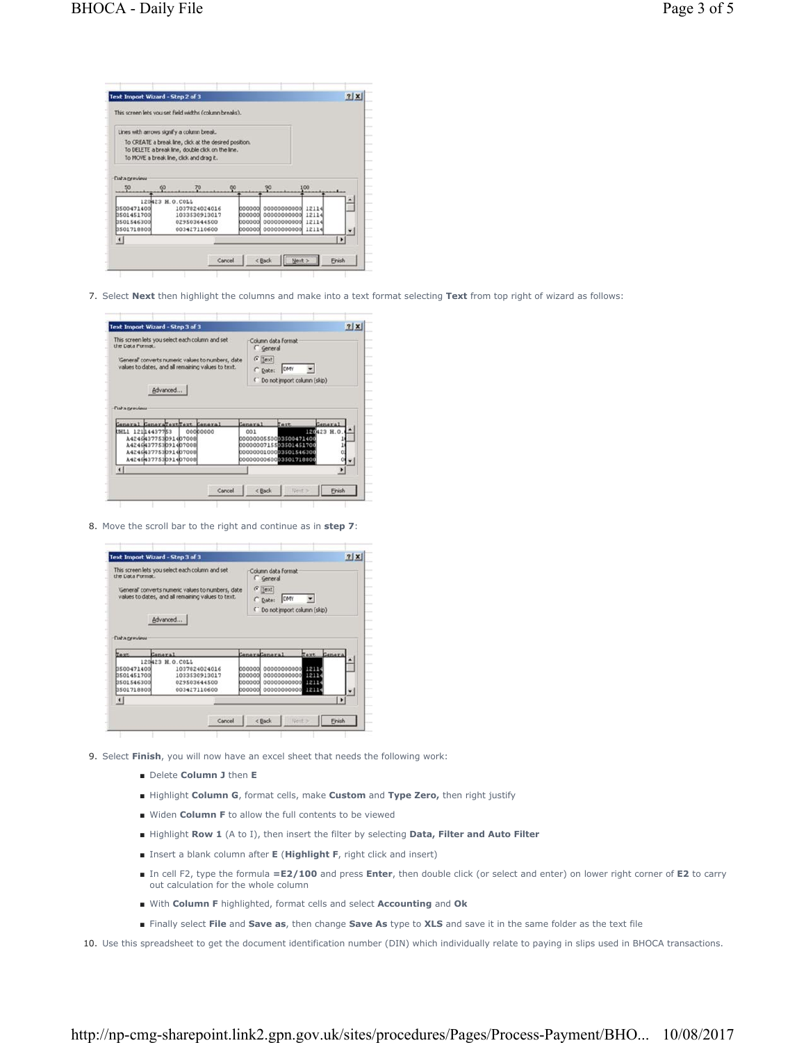7. Select **Next** then highlight the columns and make into a text format selecting **Text** from top right of wizard as follows:

8. Move the scroll bar to the right and continue as in **step 7**:

9. Select **Finish**, you will now have an excel sheet that needs the following work:
   - Delete **Column J** then **E**
   - Highlight **Column G**, format cells, make **Custom** and **Type Zero,** then right justify
   - Widen **Column F** to allow the full contents to be viewed
   - Highlight **Row 1** (A to I), then insert the filter by selecting **Data, Filter and Auto Filter**
   - Insert a blank column after **E** (**Highlight F**, right click and insert)
   - In cell F2, type the formula **=E2/100** and press **Enter**, then double click (or select and enter) on lower right corner of **E2** to carry out calculation for the whole column
   - With **Column F** highlighted, format cells and select **Accounting** and **Ok**
   - Finally select **File** and **Save as**, then change **Save As** type to **XLS** and save it in the same folder as the text file
10. Use this spreadsheet to get the document identification number (DIN) which individually relate to paying in slips used in BHOCA transactions.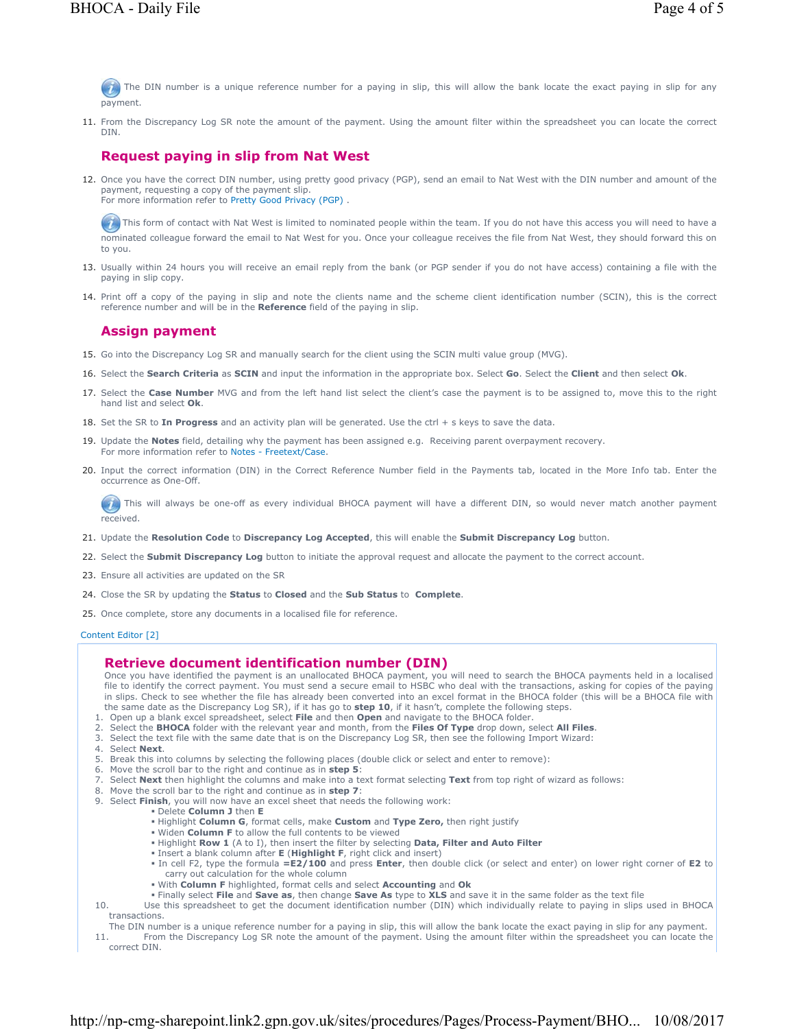The DIN number is a unique reference number for a paying in slip, this will allow the bank locate the exact paying in slip for any payment.

11. From the Discrepancy Log SR note the amount of the payment. Using the amount filter within the spreadsheet you can locate the correct DIN.

## Request paying in slip from Nat West

12. Once you have the correct DIN number, using pretty good privacy (PGP), send an email to Nat West with the DIN number and amount of the payment, requesting a copy of the payment slip.
    For more information refer to Pretty Good Privacy (PGP) .

This form of contact with Nat West is limited to nominated people within the team. If you do not have this access you will need to have a nominated colleague forward the email to Nat West for you. Once your colleague receives the file from Nat West, they should forward this on to you.

13. Usually within 24 hours you will receive an email reply from the bank (or PGP sender if you do not have access) containing a file with the paying in slip copy.
14. Print off a copy of the paying in slip and note the clients name and the scheme client identification number (SCIN), this is the correct reference number and will be in the **Reference** field of the paying in slip.

## Assign payment

15. Go into the Discrepancy Log SR and manually search for the client using the SCIN multi value group (MVG).
16. Select the **Search Criteria** as **SCIN** and input the information in the appropriate box. Select **Go**. Select the **Client** and then select **Ok**.
17. Select the **Case Number** MVG and from the left hand list select the client's case the payment is to be assigned to, move this to the right hand list and select **Ok**.
18. Set the SR to **In Progress** and an activity plan will be generated. Use the ctrl + s keys to save the data.
19. Update the **Notes** field, detailing why the payment has been assigned e.g. Receiving parent overpayment recovery.
    For more information refer to Notes - Freetext/Case.
20. Input the correct information (DIN) in the Correct Reference Number field in the Payments tab, located in the More Info tab. Enter the occurrence as One-Off.

This will always be one-off as every individual BHOCA payment will have a different DIN, so would never match another payment received.

21. Update the **Resolution Code** to **Discrepancy Log Accepted**, this will enable the **Submit Discrepancy Log** button.
22. Select the **Submit Discrepancy Log** button to initiate the approval request and allocate the payment to the correct account.
23. Ensure all activities are updated on the SR
24. Close the SR by updating the **Status** to **Closed** and the **Sub Status** to **Complete**.
25. Once complete, store any documents in a localised file for reference.

Content Editor [2]

## Retrieve document identification number (DIN)

Once you have identified the payment is an unallocated BHOCA payment, you will need to search the BHOCA payments held in a localised file to identify the correct payment. You must send a secure email to HSBC who deal with the transactions, asking for copies of the paying in slips. Check to see whether the file has already been converted into an excel format in the BHOCA folder (this will be a BHOCA file with the same date as the Discrepancy Log SR), if it has go to **step 10**, if it hasn't, complete the following steps.

1. Open up a blank excel spreadsheet, select **File** and then **Open** and navigate to the BHOCA folder.
2. Select the **BHOCA** folder with the relevant year and month, from the **Files Of Type** drop down, select **All Files**.
3. Select the text file with the same date that is on the Discrepancy Log SR, then see the following Import Wizard:
4. Select **Next**.
5. Break this into columns by selecting the following places (double click or select and enter to remove):
6. Move the scroll bar to the right and continue as in **step 5**:
7. Select **Next** then highlight the columns and make into a text format selecting **Text** from top right of wizard as follows:
8. Move the scroll bar to the right and continue as in **step 7**:
9. Select **Finish**, you will now have an excel sheet that needs the following work:
   - Delete **Column J** then **E**
   - Highlight **Column G**, format cells, make **Custom** and **Type Zero,** then right justify
   - Widen **Column F** to allow the full contents to be viewed
   - Highlight **Row 1** (A to I), then insert the filter by selecting **Data, Filter and Auto Filter**
   - Insert a blank column after **E** (**Highlight F**, right click and insert)
   - In cell F2, type the formula **=E2/100** and press **Enter**, then double click (or select and enter) on lower right corner of **E2** to carry out calculation for the whole column
   - With **Column F** highlighted, format cells and select **Accounting** and **Ok**
   - Finally select **File** and **Save as**, then change **Save As** type to **XLS** and save it in the same folder as the text file
10. Use this spreadsheet to get the document identification number (DIN) which individually relate to paying in slips used in BHOCA transactions.
    The DIN number is a unique reference number for a paying in slip, this will allow the bank locate the exact paying in slip for any payment.
11. From the Discrepancy Log SR note the amount of the payment. Using the amount filter within the spreadsheet you can locate the correct DIN.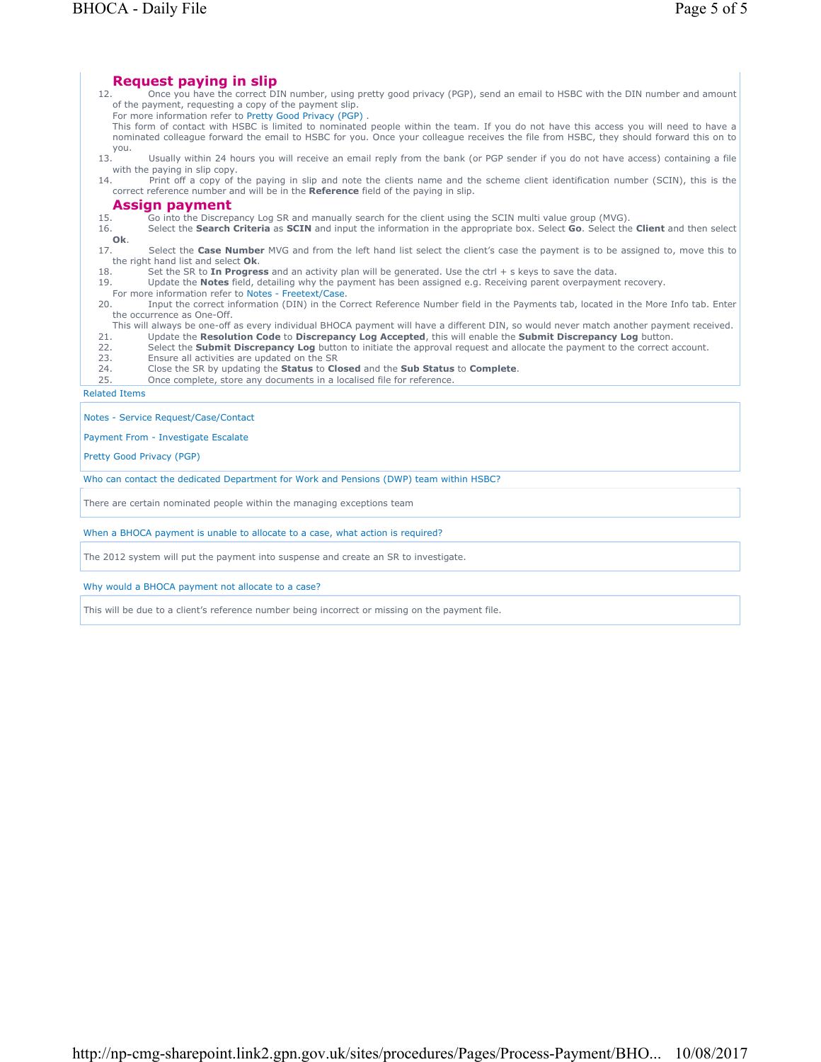## Request paying in slip

12. Once you have the correct DIN number, using pretty good privacy (PGP), send an email to HSBC with the DIN number and amount of the payment, requesting a copy of the payment slip.
    For more information refer to Pretty Good Privacy (PGP) .
    This form of contact with HSBC is limited to nominated people within the team. If you do not have this access you will need to have a nominated colleague forward the email to HSBC for you. Once your colleague receives the file from HSBC, they should forward this on to you.
13. Usually within 24 hours you will receive an email reply from the bank (or PGP sender if you do not have access) containing a file with the paying in slip copy.
14. Print off a copy of the paying in slip and note the clients name and the scheme client identification number (SCIN), this is the correct reference number and will be in the **Reference** field of the paying in slip.

## Assign payment

15. Go into the Discrepancy Log SR and manually search for the client using the SCIN multi value group (MVG).
16. Select the **Search Criteria** as **SCIN** and input the information in the appropriate box. Select **Go**. Select the **Client** and then select **Ok**.
17. Select the **Case Number** MVG and from the left hand list select the client's case the payment is to be assigned to, move this to the right hand list and select **Ok**.
18. Set the SR to **In Progress** and an activity plan will be generated. Use the ctrl + s keys to save the data.
19. Update the **Notes** field, detailing why the payment has been assigned e.g. Receiving parent overpayment recovery.
    For more information refer to Notes - Freetext/Case.
20. Input the correct information (DIN) in the Correct Reference Number field in the Payments tab, located in the More Info tab. Enter the occurrence as One-Off.
    This will always be one-off as every individual BHOCA payment will have a different DIN, so would never match another payment received.
21. Update the **Resolution Code** to **Discrepancy Log Accepted**, this will enable the **Submit Discrepancy Log** button.
22. Select the **Submit Discrepancy Log** button to initiate the approval request and allocate the payment to the correct account.
23. Ensure all activities are updated on the SR
24. Close the SR by updating the **Status** to **Closed** and the **Sub Status** to **Complete**.
25. Once complete, store any documents in a localised file for reference.

Related Items

Notes - Service Request/Case/Contact

Payment From - Investigate Escalate

Pretty Good Privacy (PGP)

Who can contact the dedicated Department for Work and Pensions (DWP) team within HSBC?

There are certain nominated people within the managing exceptions team

When a BHOCA payment is unable to allocate to a case, what action is required?

The 2012 system will put the payment into suspense and create an SR to investigate.

Why would a BHOCA payment not allocate to a case?

This will be due to a client's reference number being incorrect or missing on the payment file.